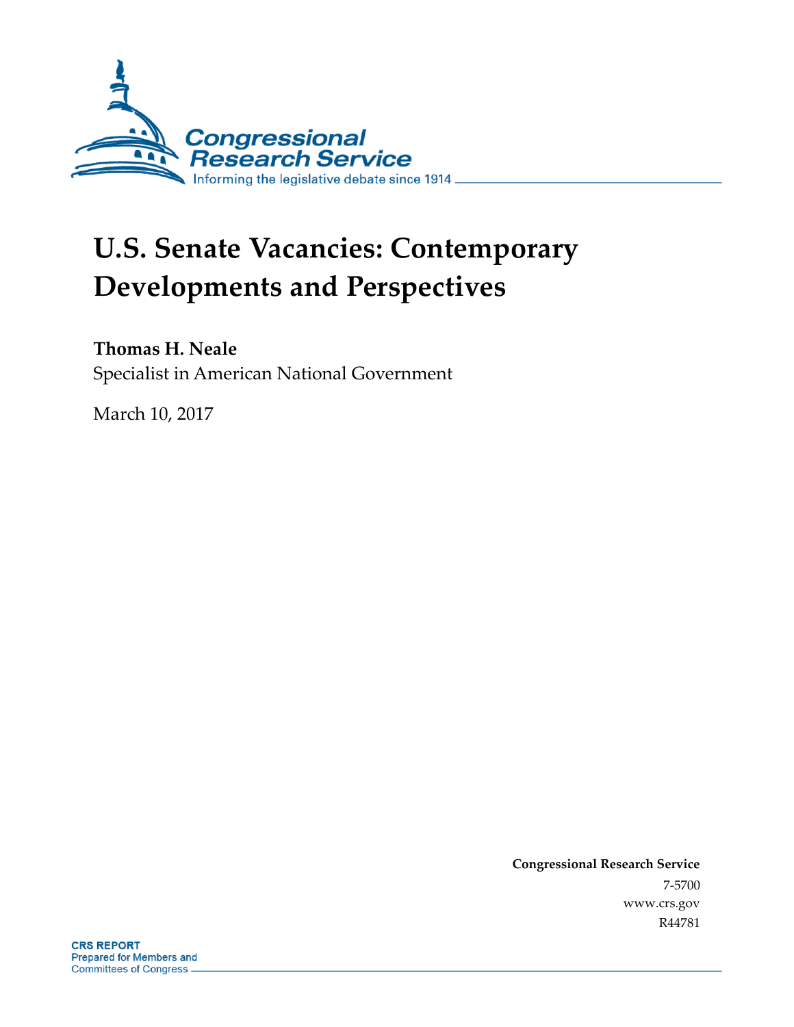# U.S. Senate Vacancies: Contemporary Developments and Perspectives

**Thomas H. Neale**
Specialist in American National Government

March 10, 2017

**Congressional Research Service**
7-5700
www.crs.gov
R44781

**CRS REPORT**
Prepared for Members and
Committees of Congress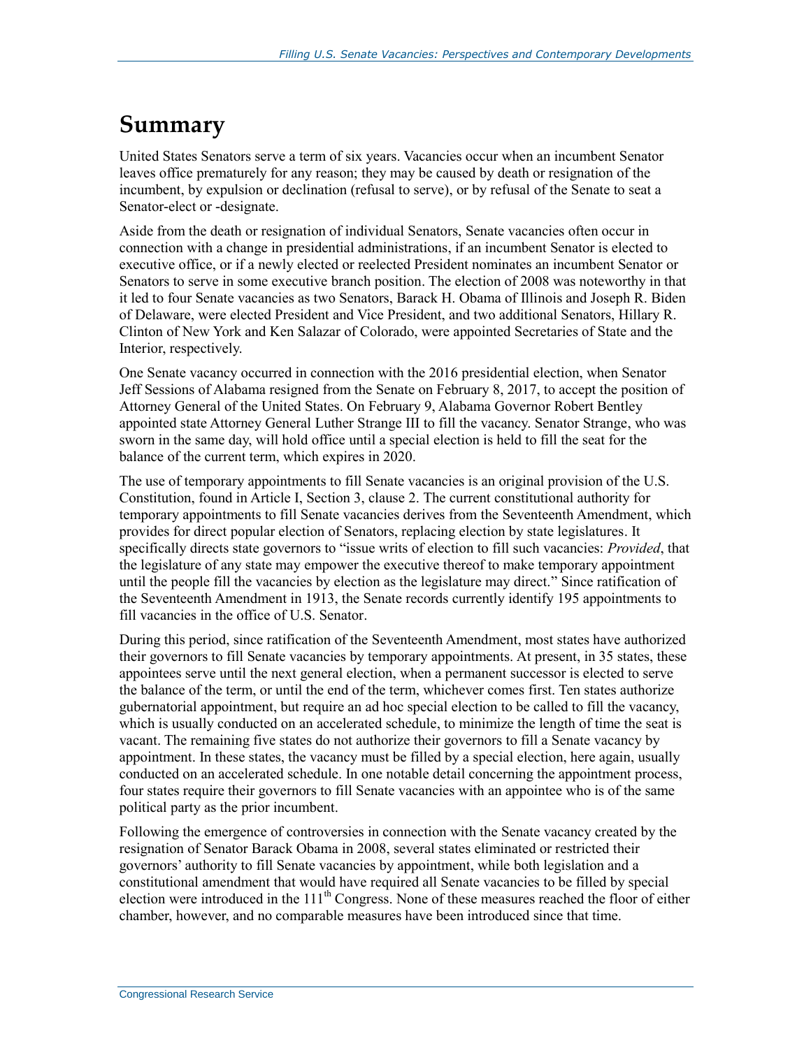# Summary

United States Senators serve a term of six years. Vacancies occur when an incumbent Senator leaves office prematurely for any reason; they may be caused by death or resignation of the incumbent, by expulsion or declination (refusal to serve), or by refusal of the Senate to seat a Senator-elect or -designate.

Aside from the death or resignation of individual Senators, Senate vacancies often occur in connection with a change in presidential administrations, if an incumbent Senator is elected to executive office, or if a newly elected or reelected President nominates an incumbent Senator or Senators to serve in some executive branch position. The election of 2008 was noteworthy in that it led to four Senate vacancies as two Senators, Barack H. Obama of Illinois and Joseph R. Biden of Delaware, were elected President and Vice President, and two additional Senators, Hillary R. Clinton of New York and Ken Salazar of Colorado, were appointed Secretaries of State and the Interior, respectively.

One Senate vacancy occurred in connection with the 2016 presidential election, when Senator Jeff Sessions of Alabama resigned from the Senate on February 8, 2017, to accept the position of Attorney General of the United States. On February 9, Alabama Governor Robert Bentley appointed state Attorney General Luther Strange III to fill the vacancy. Senator Strange, who was sworn in the same day, will hold office until a special election is held to fill the seat for the balance of the current term, which expires in 2020.

The use of temporary appointments to fill Senate vacancies is an original provision of the U.S. Constitution, found in Article I, Section 3, clause 2. The current constitutional authority for temporary appointments to fill Senate vacancies derives from the Seventeenth Amendment, which provides for direct popular election of Senators, replacing election by state legislatures. It specifically directs state governors to "issue writs of election to fill such vacancies: *Provided*, that the legislature of any state may empower the executive thereof to make temporary appointment until the people fill the vacancies by election as the legislature may direct." Since ratification of the Seventeenth Amendment in 1913, the Senate records currently identify 195 appointments to fill vacancies in the office of U.S. Senator.

During this period, since ratification of the Seventeenth Amendment, most states have authorized their governors to fill Senate vacancies by temporary appointments. At present, in 35 states, these appointees serve until the next general election, when a permanent successor is elected to serve the balance of the term, or until the end of the term, whichever comes first. Ten states authorize gubernatorial appointment, but require an ad hoc special election to be called to fill the vacancy, which is usually conducted on an accelerated schedule, to minimize the length of time the seat is vacant. The remaining five states do not authorize their governors to fill a Senate vacancy by appointment. In these states, the vacancy must be filled by a special election, here again, usually conducted on an accelerated schedule. In one notable detail concerning the appointment process, four states require their governors to fill Senate vacancies with an appointee who is of the same political party as the prior incumbent.

Following the emergence of controversies in connection with the Senate vacancy created by the resignation of Senator Barack Obama in 2008, several states eliminated or restricted their governors' authority to fill Senate vacancies by appointment, while both legislation and a constitutional amendment that would have required all Senate vacancies to be filled by special election were introduced in the 111th Congress. None of these measures reached the floor of either chamber, however, and no comparable measures have been introduced since that time.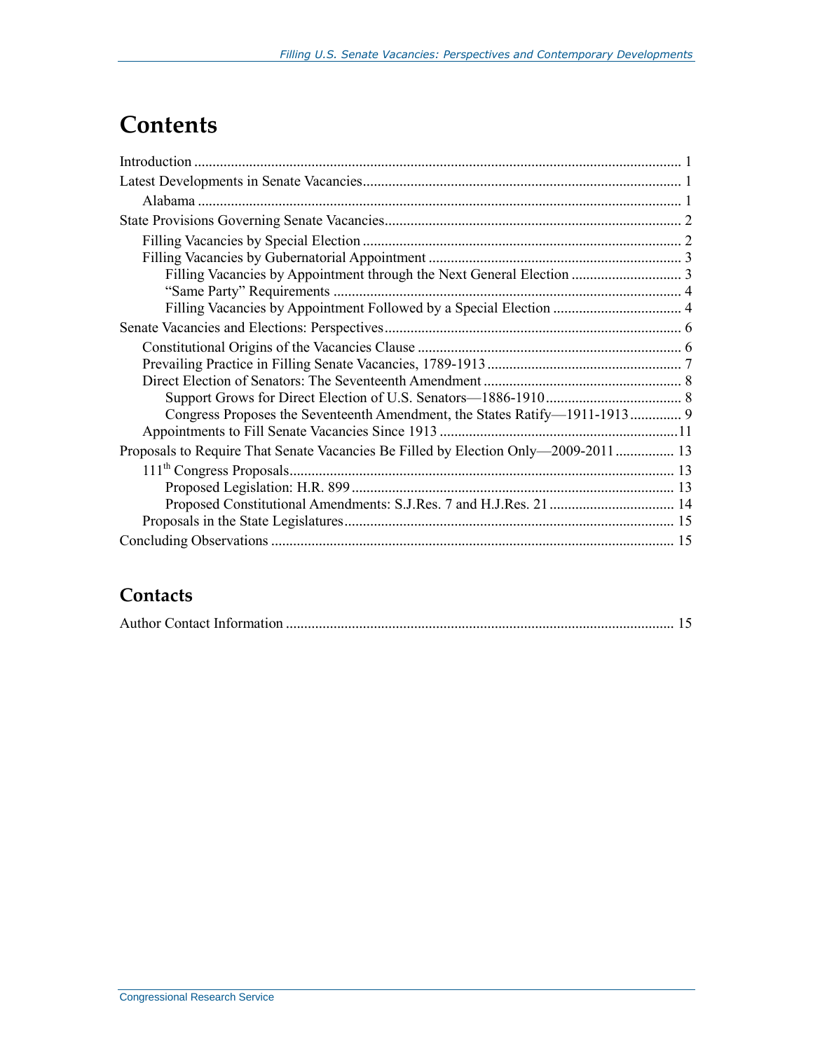# Contents

Introduction ..................................................................................................................... 1

Latest Developments in Senate Vacancies ...................................................................... 1

Alabama .................................................................................................................... 1

State Provisions Governing Senate Vacancies ................................................................. 2

Filling Vacancies by Special Election ....................................................................... 2

Filling Vacancies by Gubernatorial Appointment ..................................................... 3

Filling Vacancies by Appointment through the Next General Election .............................. 3

"Same Party" Requirements ............................................................................................... 4

Filling Vacancies by Appointment Followed by a Special Election .................................. 4

Senate Vacancies and Elections: Perspectives ................................................................. 6

Constitutional Origins of the Vacancies Clause ........................................................ 6

Prevailing Practice in Filling Senate Vacancies, 1789-1913 ..................................... 7

Direct Election of Senators: The Seventeenth Amendment ...................................... 8

Support Grows for Direct Election of U.S. Senators—1886-1910 ..................................... 8

Congress Proposes the Seventeenth Amendment, the States Ratify—1911-1913 .............. 9

Appointments to Fill Senate Vacancies Since 1913 ................................................. 11

Proposals to Require That Senate Vacancies Be Filled by Election Only—2009-2011 ................ 13

111th Congress Proposals ........................................................................................ 13

Proposed Legislation: H.R. 899 ........................................................................................ 13

Proposed Constitutional Amendments: S.J.Res. 7 and H.J.Res. 21 .................................. 14

Proposals in the State Legislatures ......................................................................... 15

Concluding Observations ............................................................................................. 15

## Contacts

Author Contact Information .......................................................................................... 15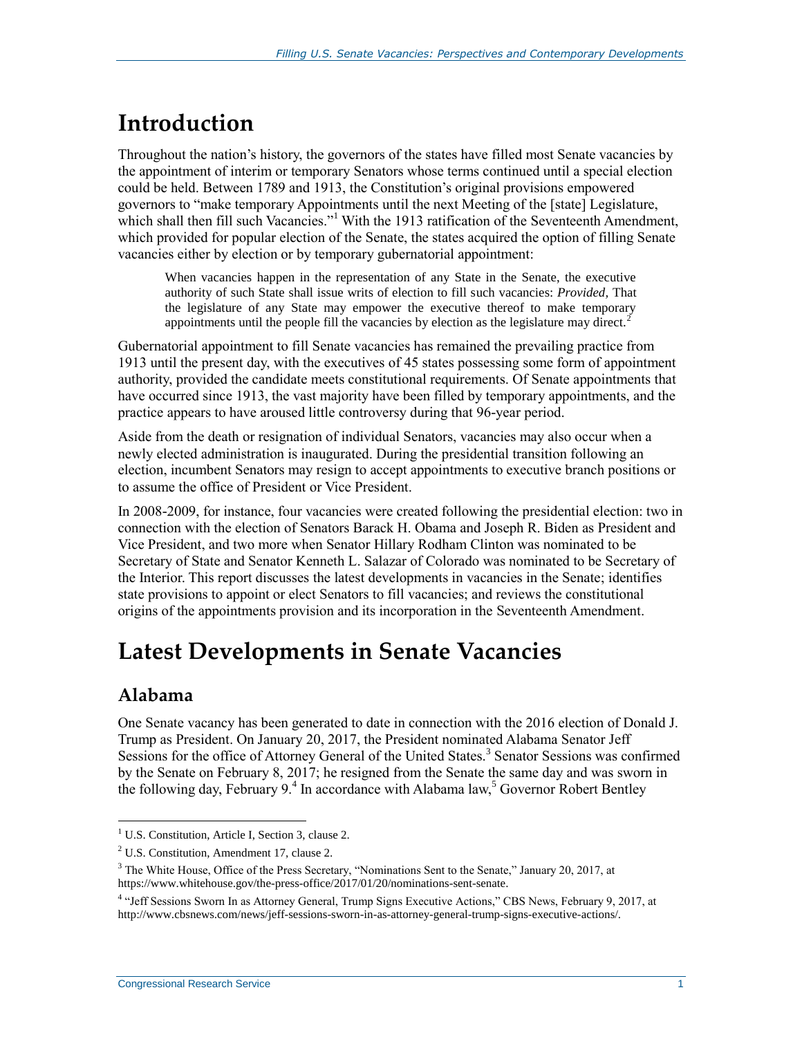# Introduction

Throughout the nation's history, the governors of the states have filled most Senate vacancies by the appointment of interim or temporary Senators whose terms continued until a special election could be held. Between 1789 and 1913, the Constitution's original provisions empowered governors to "make temporary Appointments until the next Meeting of the [state] Legislature, which shall then fill such Vacancies."[1] With the 1913 ratification of the Seventeenth Amendment, which provided for popular election of the Senate, the states acquired the option of filling Senate vacancies either by election or by temporary gubernatorial appointment:

> When vacancies happen in the representation of any State in the Senate, the executive authority of such State shall issue writs of election to fill such vacancies: *Provided,* That the legislature of any State may empower the executive thereof to make temporary appointments until the people fill the vacancies by election as the legislature may direct.[2]

Gubernatorial appointment to fill Senate vacancies has remained the prevailing practice from 1913 until the present day, with the executives of 45 states possessing some form of appointment authority, provided the candidate meets constitutional requirements. Of Senate appointments that have occurred since 1913, the vast majority have been filled by temporary appointments, and the practice appears to have aroused little controversy during that 96-year period.

Aside from the death or resignation of individual Senators, vacancies may also occur when a newly elected administration is inaugurated. During the presidential transition following an election, incumbent Senators may resign to accept appointments to executive branch positions or to assume the office of President or Vice President.

In 2008-2009, for instance, four vacancies were created following the presidential election: two in connection with the election of Senators Barack H. Obama and Joseph R. Biden as President and Vice President, and two more when Senator Hillary Rodham Clinton was nominated to be Secretary of State and Senator Kenneth L. Salazar of Colorado was nominated to be Secretary of the Interior. This report discusses the latest developments in vacancies in the Senate; identifies state provisions to appoint or elect Senators to fill vacancies; and reviews the constitutional origins of the appointments provision and its incorporation in the Seventeenth Amendment.

# Latest Developments in Senate Vacancies

## Alabama

One Senate vacancy has been generated to date in connection with the 2016 election of Donald J. Trump as President. On January 20, 2017, the President nominated Alabama Senator Jeff Sessions for the office of Attorney General of the United States.[3] Senator Sessions was confirmed by the Senate on February 8, 2017; he resigned from the Senate the same day and was sworn in the following day, February 9.[4] In accordance with Alabama law,[5] Governor Robert Bentley

---

[1] U.S. Constitution, Article I, Section 3, clause 2.

[2] U.S. Constitution, Amendment 17, clause 2.

[3] The White House, Office of the Press Secretary, "Nominations Sent to the Senate," January 20, 2017, at https://www.whitehouse.gov/the-press-office/2017/01/20/nominations-sent-senate.

[4] "Jeff Sessions Sworn In as Attorney General, Trump Signs Executive Actions," CBS News, February 9, 2017, at http://www.cbsnews.com/news/jeff-sessions-sworn-in-as-attorney-general-trump-signs-executive-actions/.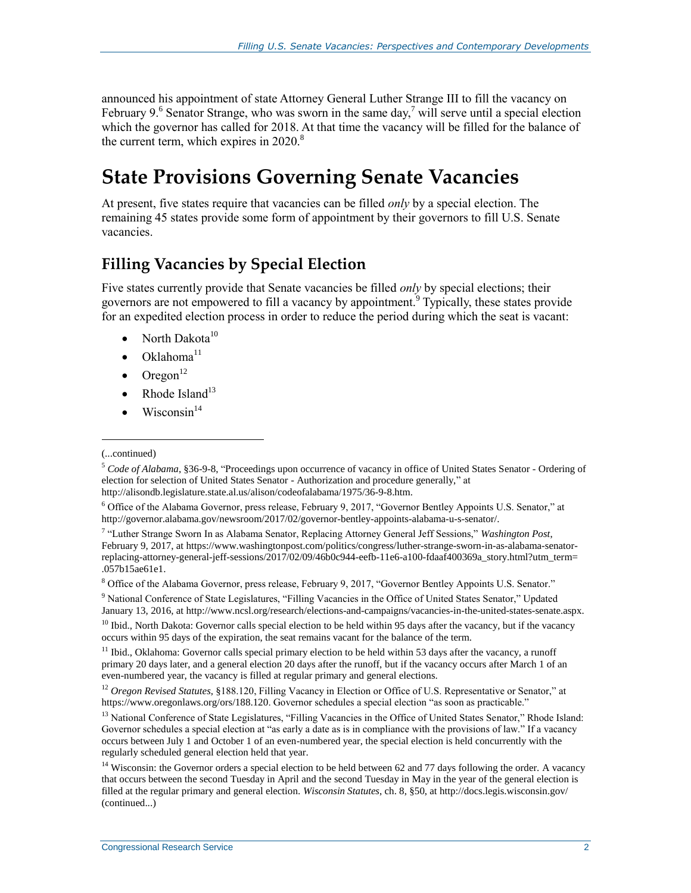announced his appointment of state Attorney General Luther Strange III to fill the vacancy on February 9.[6] Senator Strange, who was sworn in the same day,[7] will serve until a special election which the governor has called for 2018. At that time the vacancy will be filled for the balance of the current term, which expires in 2020.[8]

# State Provisions Governing Senate Vacancies

At present, five states require that vacancies can be filled *only* by a special election. The remaining 45 states provide some form of appointment by their governors to fill U.S. Senate vacancies.

## Filling Vacancies by Special Election

Five states currently provide that Senate vacancies be filled *only* by special elections; their governors are not empowered to fill a vacancy by appointment.[9] Typically, these states provide for an expedited election process in order to reduce the period during which the seat is vacant:

- North Dakota[10]
- Oklahoma[11]
- Oregon[12]
- Rhode Island[13]
- Wisconsin[14]

---

(...continued)

[5] *Code of Alabama*, §36-9-8, "Proceedings upon occurrence of vacancy in office of United States Senator - Ordering of election for selection of United States Senator - Authorization and procedure generally," at http://alisondb.legislature.state.al.us/alison/codeofalabama/1975/36-9-8.htm.

[6] Office of the Alabama Governor, press release, February 9, 2017, "Governor Bentley Appoints U.S. Senator," at http://governor.alabama.gov/newsroom/2017/02/governor-bentley-appoints-alabama-u-s-senator/.

[7] "Luther Strange Sworn In as Alabama Senator, Replacing Attorney General Jeff Sessions," *Washington Post*, February 9, 2017, at https://www.washingtonpost.com/politics/congress/luther-strange-sworn-in-as-alabama-senator-replacing-attorney-general-jeff-sessions/2017/02/09/46b0c944-eefb-11e6-a100-fdaaf400369a_story.html?utm_term=.057b15ae61e1.

[8] Office of the Alabama Governor, press release, February 9, 2017, "Governor Bentley Appoints U.S. Senator."

[9] National Conference of State Legislatures, "Filling Vacancies in the Office of United States Senator," Updated January 13, 2016, at http://www.ncsl.org/research/elections-and-campaigns/vacancies-in-the-united-states-senate.aspx.

[10] Ibid., North Dakota: Governor calls special election to be held within 95 days after the vacancy, but if the vacancy occurs within 95 days of the expiration, the seat remains vacant for the balance of the term.

[11] Ibid., Oklahoma: Governor calls special primary election to be held within 53 days after the vacancy, a runoff primary 20 days later, and a general election 20 days after the runoff, but if the vacancy occurs after March 1 of an even-numbered year, the vacancy is filled at regular primary and general elections.

[12] *Oregon Revised Statutes*, §188.120, Filling Vacancy in Election or Office of U.S. Representative or Senator," at https://www.oregonlaws.org/ors/188.120. Governor schedules a special election "as soon as practicable."

[13] National Conference of State Legislatures, "Filling Vacancies in the Office of United States Senator," Rhode Island: Governor schedules a special election at "as early a date as is in compliance with the provisions of law." If a vacancy occurs between July 1 and October 1 of an even-numbered year, the special election is held concurrently with the regularly scheduled general election held that year.

[14] Wisconsin: the Governor orders a special election to be held between 62 and 77 days following the order. A vacancy that occurs between the second Tuesday in April and the second Tuesday in May in the year of the general election is filled at the regular primary and general election. *Wisconsin Statutes*, ch. 8, §50, at http://docs.legis.wisconsin.gov/ (continued...)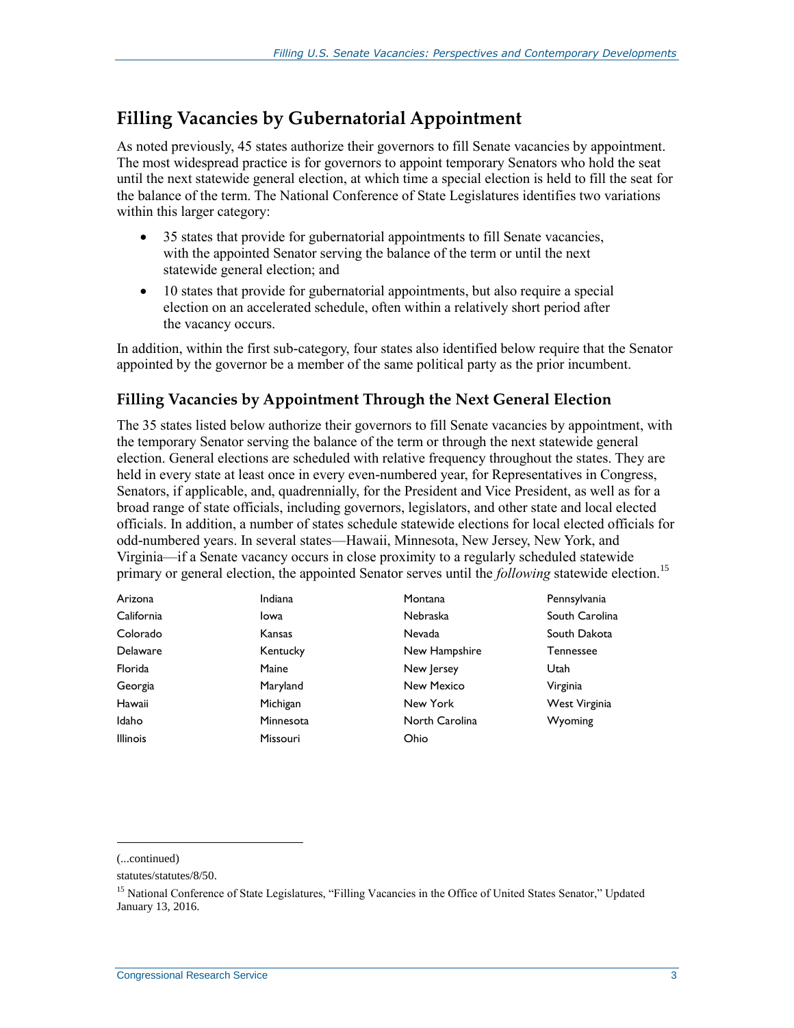## Filling Vacancies by Gubernatorial Appointment

As noted previously, 45 states authorize their governors to fill Senate vacancies by appointment. The most widespread practice is for governors to appoint temporary Senators who hold the seat until the next statewide general election, at which time a special election is held to fill the seat for the balance of the term. The National Conference of State Legislatures identifies two variations within this larger category:

- 35 states that provide for gubernatorial appointments to fill Senate vacancies, with the appointed Senator serving the balance of the term or until the next statewide general election; and
- 10 states that provide for gubernatorial appointments, but also require a special election on an accelerated schedule, often within a relatively short period after the vacancy occurs.

In addition, within the first sub-category, four states also identified below require that the Senator appointed by the governor be a member of the same political party as the prior incumbent.

### Filling Vacancies by Appointment Through the Next General Election

The 35 states listed below authorize their governors to fill Senate vacancies by appointment, with the temporary Senator serving the balance of the term or through the next statewide general election. General elections are scheduled with relative frequency throughout the states. They are held in every state at least once in every even-numbered year, for Representatives in Congress, Senators, if applicable, and, quadrennially, for the President and Vice President, as well as for a broad range of state officials, including governors, legislators, and other state and local elected officials. In addition, a number of states schedule statewide elections for local elected officials for odd-numbered years. In several states—Hawaii, Minnesota, New Jersey, New York, and Virginia—if a Senate vacancy occurs in close proximity to a regularly scheduled statewide primary or general election, the appointed Senator serves until the *following* statewide election.[15]

| | | | |
|---|---|---|---|
| Arizona | Indiana | Montana | Pennsylvania |
| California | Iowa | Nebraska | South Carolina |
| Colorado | Kansas | Nevada | South Dakota |
| Delaware | Kentucky | New Hampshire | Tennessee |
| Florida | Maine | New Jersey | Utah |
| Georgia | Maryland | New Mexico | Virginia |
| Hawaii | Michigan | New York | West Virginia |
| Idaho | Minnesota | North Carolina | Wyoming |
| Illinois | Missouri | Ohio | |

(...continued)

statutes/statutes/8/50.

[15] National Conference of State Legislatures, "Filling Vacancies in the Office of United States Senator," Updated January 13, 2016.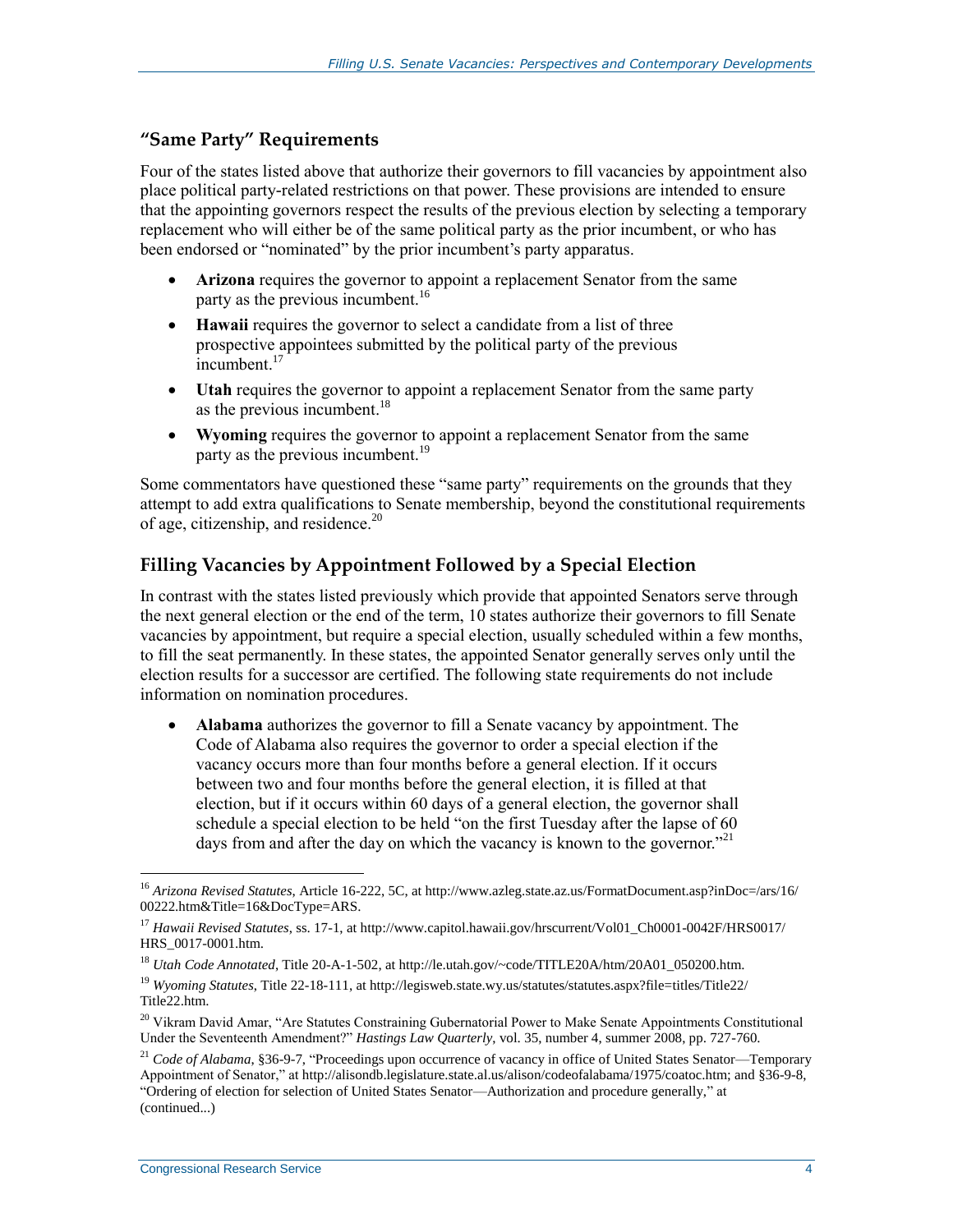### "Same Party" Requirements

Four of the states listed above that authorize their governors to fill vacancies by appointment also place political party-related restrictions on that power. These provisions are intended to ensure that the appointing governors respect the results of the previous election by selecting a temporary replacement who will either be of the same political party as the prior incumbent, or who has been endorsed or "nominated" by the prior incumbent's party apparatus.

- **Arizona** requires the governor to appoint a replacement Senator from the same party as the previous incumbent.[16]
- **Hawaii** requires the governor to select a candidate from a list of three prospective appointees submitted by the political party of the previous incumbent.[17]
- **Utah** requires the governor to appoint a replacement Senator from the same party as the previous incumbent.[18]
- **Wyoming** requires the governor to appoint a replacement Senator from the same party as the previous incumbent.[19]

Some commentators have questioned these "same party" requirements on the grounds that they attempt to add extra qualifications to Senate membership, beyond the constitutional requirements of age, citizenship, and residence.[20]

## Filling Vacancies by Appointment Followed by a Special Election

In contrast with the states listed previously which provide that appointed Senators serve through the next general election or the end of the term, 10 states authorize their governors to fill Senate vacancies by appointment, but require a special election, usually scheduled within a few months, to fill the seat permanently. In these states, the appointed Senator generally serves only until the election results for a successor are certified. The following state requirements do not include information on nomination procedures.

- **Alabama** authorizes the governor to fill a Senate vacancy by appointment. The Code of Alabama also requires the governor to order a special election if the vacancy occurs more than four months before a general election. If it occurs between two and four months before the general election, it is filled at that election, but if it occurs within 60 days of a general election, the governor shall schedule a special election to be held "on the first Tuesday after the lapse of 60 days from and after the day on which the vacancy is known to the governor."[21]

---

[16] *Arizona Revised Statutes*, Article 16-222, 5C, at http://www.azleg.state.az.us/FormatDocument.asp?inDoc=/ars/16/00222.htm&Title=16&DocType=ARS.

[17] *Hawaii Revised Statutes*, ss. 17-1, at http://www.capitol.hawaii.gov/hrscurrent/Vol01_Ch0001-0042F/HRS0017/HRS_0017-0001.htm.

[18] *Utah Code Annotated*, Title 20-A-1-502, at http://le.utah.gov/~code/TITLE20A/htm/20A01_050200.htm.

[19] *Wyoming Statutes*, Title 22-18-111, at http://legisweb.state.wy.us/statutes/statutes.aspx?file=titles/Title22/Title22.htm.

[20] Vikram David Amar, "Are Statutes Constraining Gubernatorial Power to Make Senate Appointments Constitutional Under the Seventeenth Amendment?" *Hastings Law Quarterly*, vol. 35, number 4, summer 2008, pp. 727-760.

[21] *Code of Alabama*, §36-9-7, "Proceedings upon occurrence of vacancy in office of United States Senator—Temporary Appointment of Senator," at http://alisondb.legislature.state.al.us/alison/codeofalabama/1975/coatoc.htm; and §36-9-8, "Ordering of election for selection of United States Senator—Authorization and procedure generally," at (continued...)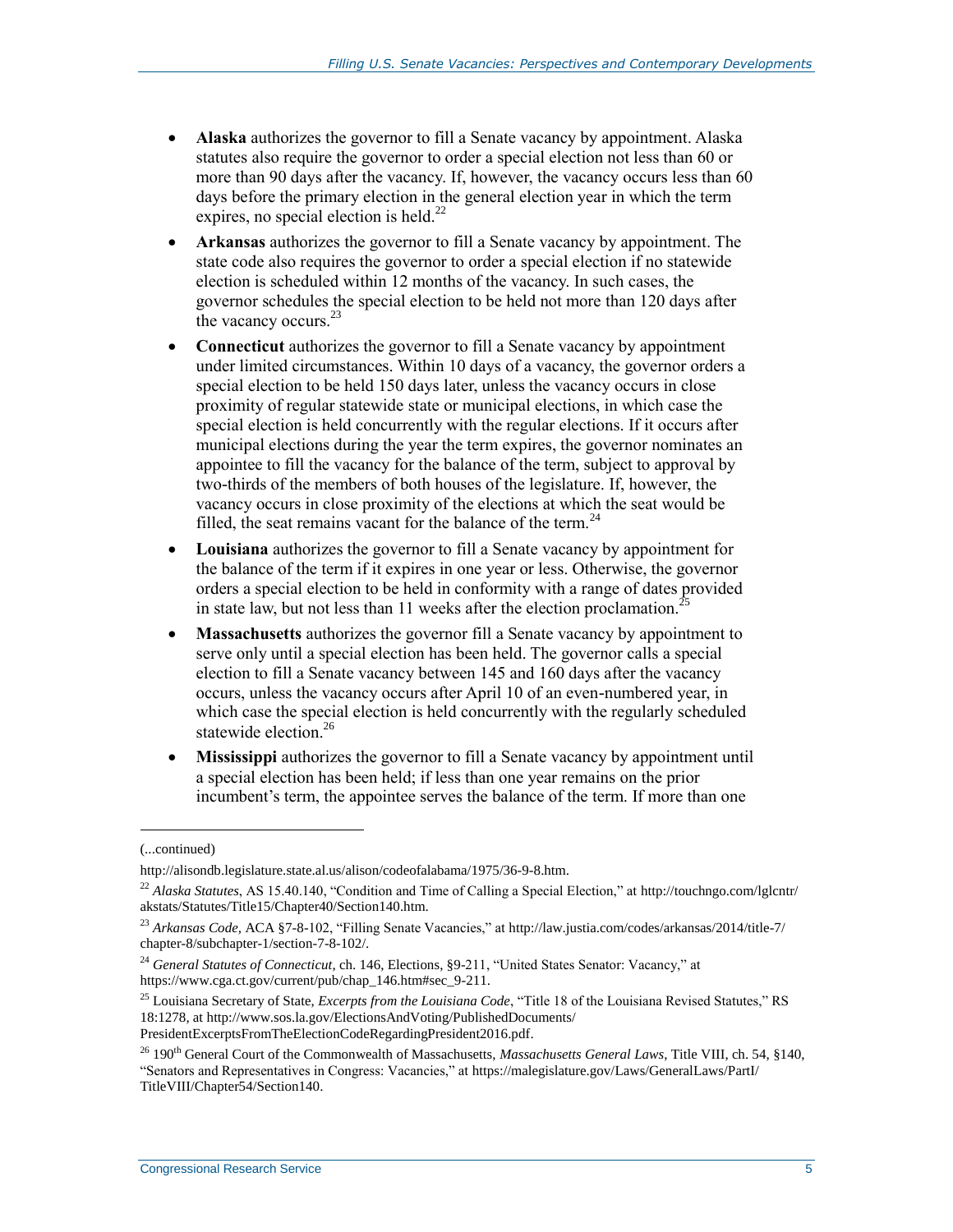- **Alaska** authorizes the governor to fill a Senate vacancy by appointment. Alaska statutes also require the governor to order a special election not less than 60 or more than 90 days after the vacancy. If, however, the vacancy occurs less than 60 days before the primary election in the general election year in which the term expires, no special election is held.[22]
- **Arkansas** authorizes the governor to fill a Senate vacancy by appointment. The state code also requires the governor to order a special election if no statewide election is scheduled within 12 months of the vacancy. In such cases, the governor schedules the special election to be held not more than 120 days after the vacancy occurs.[23]
- **Connecticut** authorizes the governor to fill a Senate vacancy by appointment under limited circumstances. Within 10 days of a vacancy, the governor orders a special election to be held 150 days later, unless the vacancy occurs in close proximity of regular statewide state or municipal elections, in which case the special election is held concurrently with the regular elections. If it occurs after municipal elections during the year the term expires, the governor nominates an appointee to fill the vacancy for the balance of the term, subject to approval by two-thirds of the members of both houses of the legislature. If, however, the vacancy occurs in close proximity of the elections at which the seat would be filled, the seat remains vacant for the balance of the term.[24]
- **Louisiana** authorizes the governor to fill a Senate vacancy by appointment for the balance of the term if it expires in one year or less. Otherwise, the governor orders a special election to be held in conformity with a range of dates provided in state law, but not less than 11 weeks after the election proclamation.[25]
- **Massachusetts** authorizes the governor fill a Senate vacancy by appointment to serve only until a special election has been held. The governor calls a special election to fill a Senate vacancy between 145 and 160 days after the vacancy occurs, unless the vacancy occurs after April 10 of an even-numbered year, in which case the special election is held concurrently with the regularly scheduled statewide election.[26]
- **Mississippi** authorizes the governor to fill a Senate vacancy by appointment until a special election has been held; if less than one year remains on the prior incumbent's term, the appointee serves the balance of the term. If more than one

(...continued)

http://alisondb.legislature.state.al.us/alison/codeofalabama/1975/36-9-8.htm.

[22] *Alaska Statutes*, AS 15.40.140, "Condition and Time of Calling a Special Election," at http://touchngo.com/lglcntr/akstats/Statutes/Title15/Chapter40/Section140.htm.

[23] *Arkansas Code*, ACA §7-8-102, "Filling Senate Vacancies," at http://law.justia.com/codes/arkansas/2014/title-7/chapter-8/subchapter-1/section-7-8-102/.

[24] *General Statutes of Connecticut*, ch. 146, Elections, §9-211, "United States Senator: Vacancy," at https://www.cga.ct.gov/current/pub/chap_146.htm#sec_9-211.

[25] Louisiana Secretary of State, *Excerpts from the Louisiana Code*, "Title 18 of the Louisiana Revised Statutes," RS 18:1278, at http://www.sos.la.gov/ElectionsAndVoting/PublishedDocuments/PresidentExcerptsFromTheElectionCodeRegardingPresident2016.pdf.

[26] 190th General Court of the Commonwealth of Massachusetts, *Massachusetts General Laws*, Title VIII, ch. 54, §140, "Senators and Representatives in Congress: Vacancies," at https://malegislature.gov/Laws/GeneralLaws/PartI/TitleVIII/Chapter54/Section140.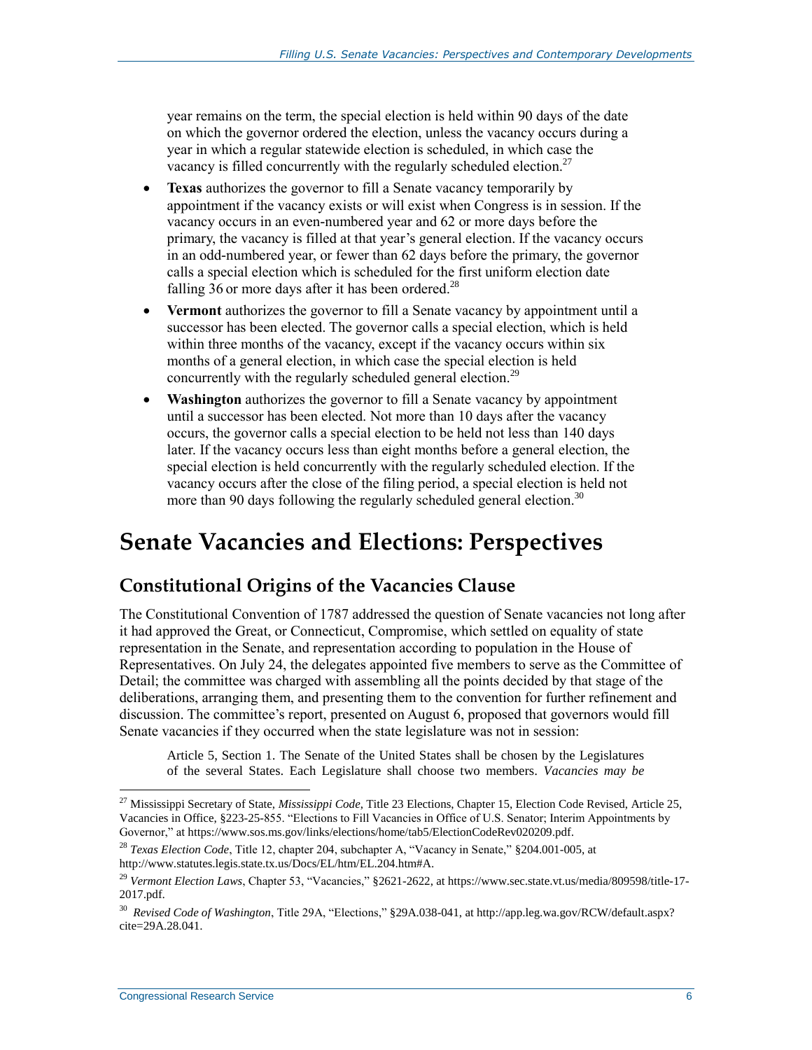year remains on the term, the special election is held within 90 days of the date on which the governor ordered the election, unless the vacancy occurs during a year in which a regular statewide election is scheduled, in which case the vacancy is filled concurrently with the regularly scheduled election.[27]

- **Texas** authorizes the governor to fill a Senate vacancy temporarily by appointment if the vacancy exists or will exist when Congress is in session. If the vacancy occurs in an even-numbered year and 62 or more days before the primary, the vacancy is filled at that year's general election. If the vacancy occurs in an odd-numbered year, or fewer than 62 days before the primary, the governor calls a special election which is scheduled for the first uniform election date falling 36 or more days after it has been ordered.[28]
- **Vermont** authorizes the governor to fill a Senate vacancy by appointment until a successor has been elected. The governor calls a special election, which is held within three months of the vacancy, except if the vacancy occurs within six months of a general election, in which case the special election is held concurrently with the regularly scheduled general election.[29]
- **Washington** authorizes the governor to fill a Senate vacancy by appointment until a successor has been elected. Not more than 10 days after the vacancy occurs, the governor calls a special election to be held not less than 140 days later. If the vacancy occurs less than eight months before a general election, the special election is held concurrently with the regularly scheduled election. If the vacancy occurs after the close of the filing period, a special election is held not more than 90 days following the regularly scheduled general election.[30]

# Senate Vacancies and Elections: Perspectives

## Constitutional Origins of the Vacancies Clause

The Constitutional Convention of 1787 addressed the question of Senate vacancies not long after it had approved the Great, or Connecticut, Compromise, which settled on equality of state representation in the Senate, and representation according to population in the House of Representatives. On July 24, the delegates appointed five members to serve as the Committee of Detail; the committee was charged with assembling all the points decided by that stage of the deliberations, arranging them, and presenting them to the convention for further refinement and discussion. The committee's report, presented on August 6, proposed that governors would fill Senate vacancies if they occurred when the state legislature was not in session:

> Article 5, Section 1. The Senate of the United States shall be chosen by the Legislatures of the several States. Each Legislature shall choose two members. *Vacancies may be*

---

[27] Mississippi Secretary of State, *Mississippi Code*, Title 23 Elections, Chapter 15, Election Code Revised, Article 25, Vacancies in Office, §223-25-855. "Elections to Fill Vacancies in Office of U.S. Senator; Interim Appointments by Governor," at https://www.sos.ms.gov/links/elections/home/tab5/ElectionCodeRev020209.pdf.

[28] *Texas Election Code*, Title 12, chapter 204, subchapter A, "Vacancy in Senate," §204.001-005, at http://www.statutes.legis.state.tx.us/Docs/EL/htm/EL.204.htm#A.

[29] *Vermont Election Laws*, Chapter 53, "Vacancies," §2621-2622, at https://www.sec.state.vt.us/media/809598/title-17-2017.pdf.

[30] *Revised Code of Washington*, Title 29A, "Elections," §29A.038-041, at http://app.leg.wa.gov/RCW/default.aspx?cite=29A.28.041.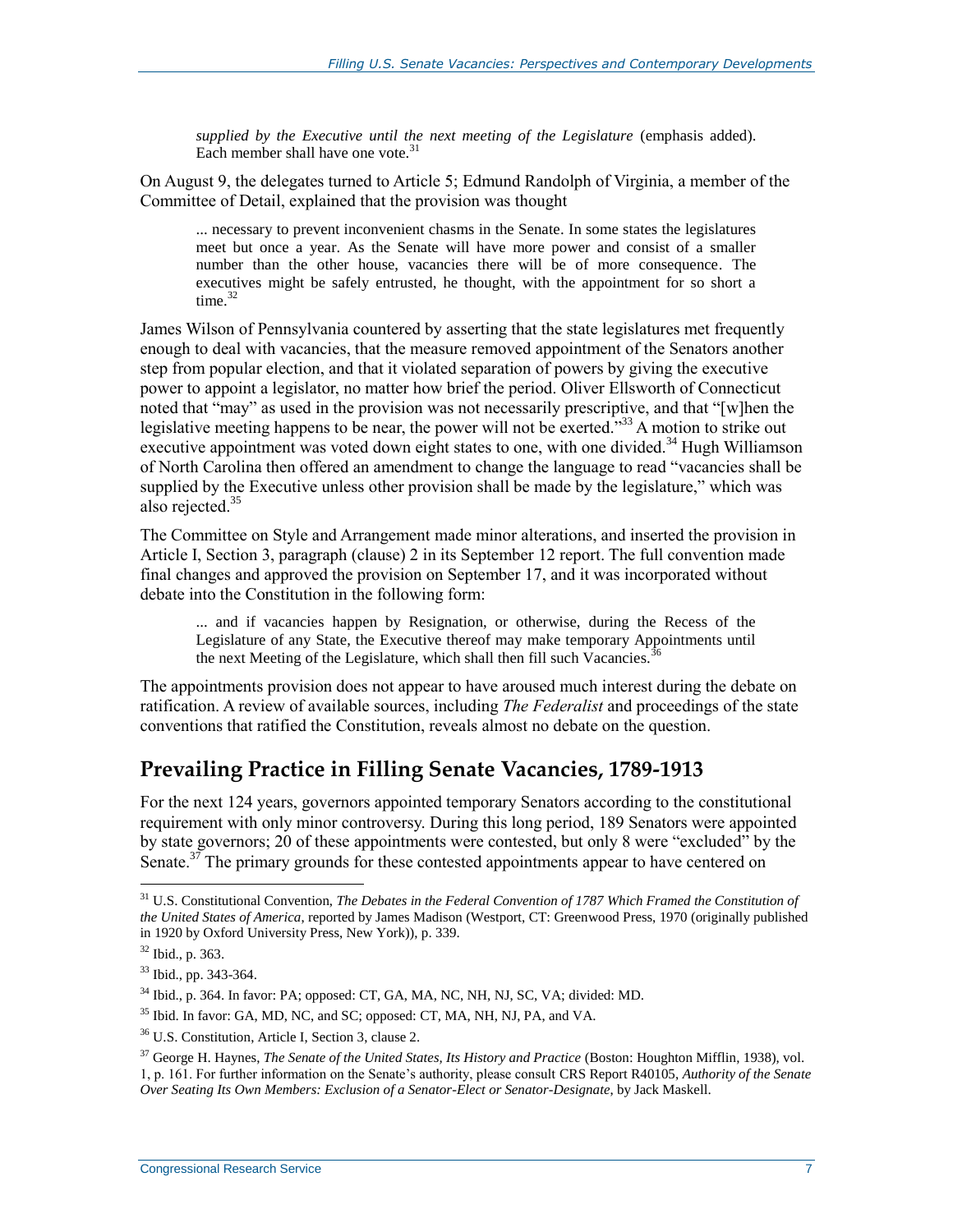*supplied by the Executive until the next meeting of the Legislature* (emphasis added). Each member shall have one vote.[31]

On August 9, the delegates turned to Article 5; Edmund Randolph of Virginia, a member of the Committee of Detail, explained that the provision was thought

> ... necessary to prevent inconvenient chasms in the Senate. In some states the legislatures meet but once a year. As the Senate will have more power and consist of a smaller number than the other house, vacancies there will be of more consequence. The executives might be safely entrusted, he thought, with the appointment for so short a time.[32]

James Wilson of Pennsylvania countered by asserting that the state legislatures met frequently enough to deal with vacancies, that the measure removed appointment of the Senators another step from popular election, and that it violated separation of powers by giving the executive power to appoint a legislator, no matter how brief the period. Oliver Ellsworth of Connecticut noted that "may" as used in the provision was not necessarily prescriptive, and that "[w]hen the legislative meeting happens to be near, the power will not be exerted."[33] A motion to strike out executive appointment was voted down eight states to one, with one divided.[34] Hugh Williamson of North Carolina then offered an amendment to change the language to read "vacancies shall be supplied by the Executive unless other provision shall be made by the legislature," which was also rejected.[35]

The Committee on Style and Arrangement made minor alterations, and inserted the provision in Article I, Section 3, paragraph (clause) 2 in its September 12 report. The full convention made final changes and approved the provision on September 17, and it was incorporated without debate into the Constitution in the following form:

> ... and if vacancies happen by Resignation, or otherwise, during the Recess of the Legislature of any State, the Executive thereof may make temporary Appointments until the next Meeting of the Legislature, which shall then fill such Vacancies.[36]

The appointments provision does not appear to have aroused much interest during the debate on ratification. A review of available sources, including *The Federalist* and proceedings of the state conventions that ratified the Constitution, reveals almost no debate on the question.

## Prevailing Practice in Filling Senate Vacancies, 1789-1913

For the next 124 years, governors appointed temporary Senators according to the constitutional requirement with only minor controversy. During this long period, 189 Senators were appointed by state governors; 20 of these appointments were contested, but only 8 were "excluded" by the Senate.[37] The primary grounds for these contested appointments appear to have centered on

---

[31] U.S. Constitutional Convention, *The Debates in the Federal Convention of 1787 Which Framed the Constitution of the United States of America*, reported by James Madison (Westport, CT: Greenwood Press, 1970 (originally published in 1920 by Oxford University Press, New York)), p. 339.

[32] Ibid., p. 363.

[33] Ibid., pp. 343-364.

[34] Ibid., p. 364. In favor: PA; opposed: CT, GA, MA, NC, NH, NJ, SC, VA; divided: MD.

[35] Ibid. In favor: GA, MD, NC, and SC; opposed: CT, MA, NH, NJ, PA, and VA.

[36] U.S. Constitution, Article I, Section 3, clause 2.

[37] George H. Haynes, *The Senate of the United States, Its History and Practice* (Boston: Houghton Mifflin, 1938), vol. 1, p. 161. For further information on the Senate's authority, please consult CRS Report R40105, *Authority of the Senate Over Seating Its Own Members: Exclusion of a Senator-Elect or Senator-Designate*, by Jack Maskell.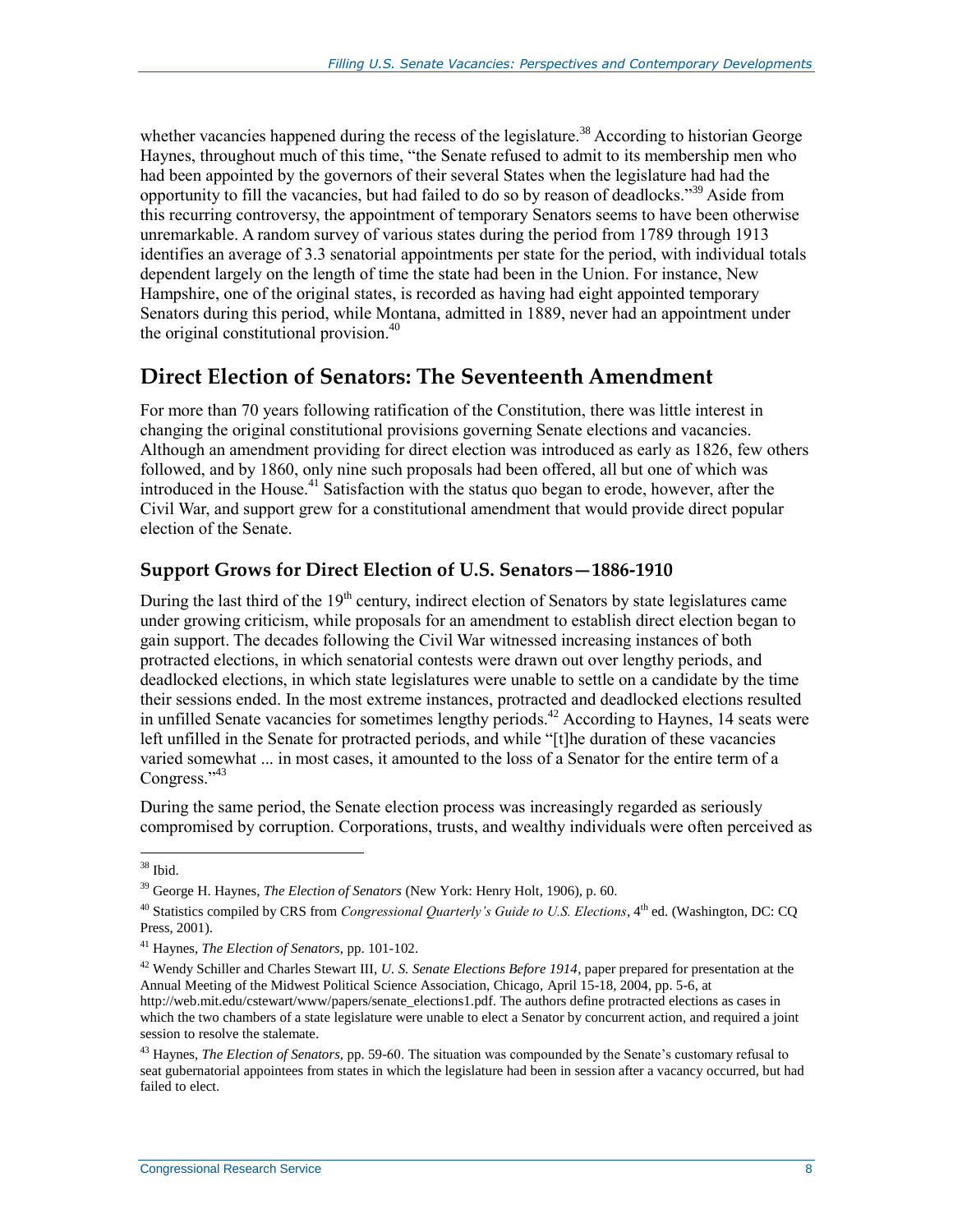whether vacancies happened during the recess of the legislature.[38] According to historian George Haynes, throughout much of this time, "the Senate refused to admit to its membership men who had been appointed by the governors of their several States when the legislature had had the opportunity to fill the vacancies, but had failed to do so by reason of deadlocks."[39] Aside from this recurring controversy, the appointment of temporary Senators seems to have been otherwise unremarkable. A random survey of various states during the period from 1789 through 1913 identifies an average of 3.3 senatorial appointments per state for the period, with individual totals dependent largely on the length of time the state had been in the Union. For instance, New Hampshire, one of the original states, is recorded as having had eight appointed temporary Senators during this period, while Montana, admitted in 1889, never had an appointment under the original constitutional provision.[40]

## Direct Election of Senators: The Seventeenth Amendment

For more than 70 years following ratification of the Constitution, there was little interest in changing the original constitutional provisions governing Senate elections and vacancies. Although an amendment providing for direct election was introduced as early as 1826, few others followed, and by 1860, only nine such proposals had been offered, all but one of which was introduced in the House.[41] Satisfaction with the status quo began to erode, however, after the Civil War, and support grew for a constitutional amendment that would provide direct popular election of the Senate.

### Support Grows for Direct Election of U.S. Senators—1886-1910

During the last third of the 19th century, indirect election of Senators by state legislatures came under growing criticism, while proposals for an amendment to establish direct election began to gain support. The decades following the Civil War witnessed increasing instances of both protracted elections, in which senatorial contests were drawn out over lengthy periods, and deadlocked elections, in which state legislatures were unable to settle on a candidate by the time their sessions ended. In the most extreme instances, protracted and deadlocked elections resulted in unfilled Senate vacancies for sometimes lengthy periods.[42] According to Haynes, 14 seats were left unfilled in the Senate for protracted periods, and while "[t]he duration of these vacancies varied somewhat ... in most cases, it amounted to the loss of a Senator for the entire term of a Congress."[43]

During the same period, the Senate election process was increasingly regarded as seriously compromised by corruption. Corporations, trusts, and wealthy individuals were often perceived as

---

[38] Ibid.

[39] George H. Haynes, *The Election of Senators* (New York: Henry Holt, 1906), p. 60.

[40] Statistics compiled by CRS from *Congressional Quarterly's Guide to U.S. Elections*, 4th ed. (Washington, DC: CQ Press, 2001).

[41] Haynes, *The Election of Senators*, pp. 101-102.

[42] Wendy Schiller and Charles Stewart III, *U. S. Senate Elections Before 1914*, paper prepared for presentation at the Annual Meeting of the Midwest Political Science Association, Chicago, April 15-18, 2004, pp. 5-6, at http://web.mit.edu/cstewart/www/papers/senate_elections1.pdf. The authors define protracted elections as cases in which the two chambers of a state legislature were unable to elect a Senator by concurrent action, and required a joint session to resolve the stalemate.

[43] Haynes, *The Election of Senators*, pp. 59-60. The situation was compounded by the Senate's customary refusal to seat gubernatorial appointees from states in which the legislature had been in session after a vacancy occurred, but had failed to elect.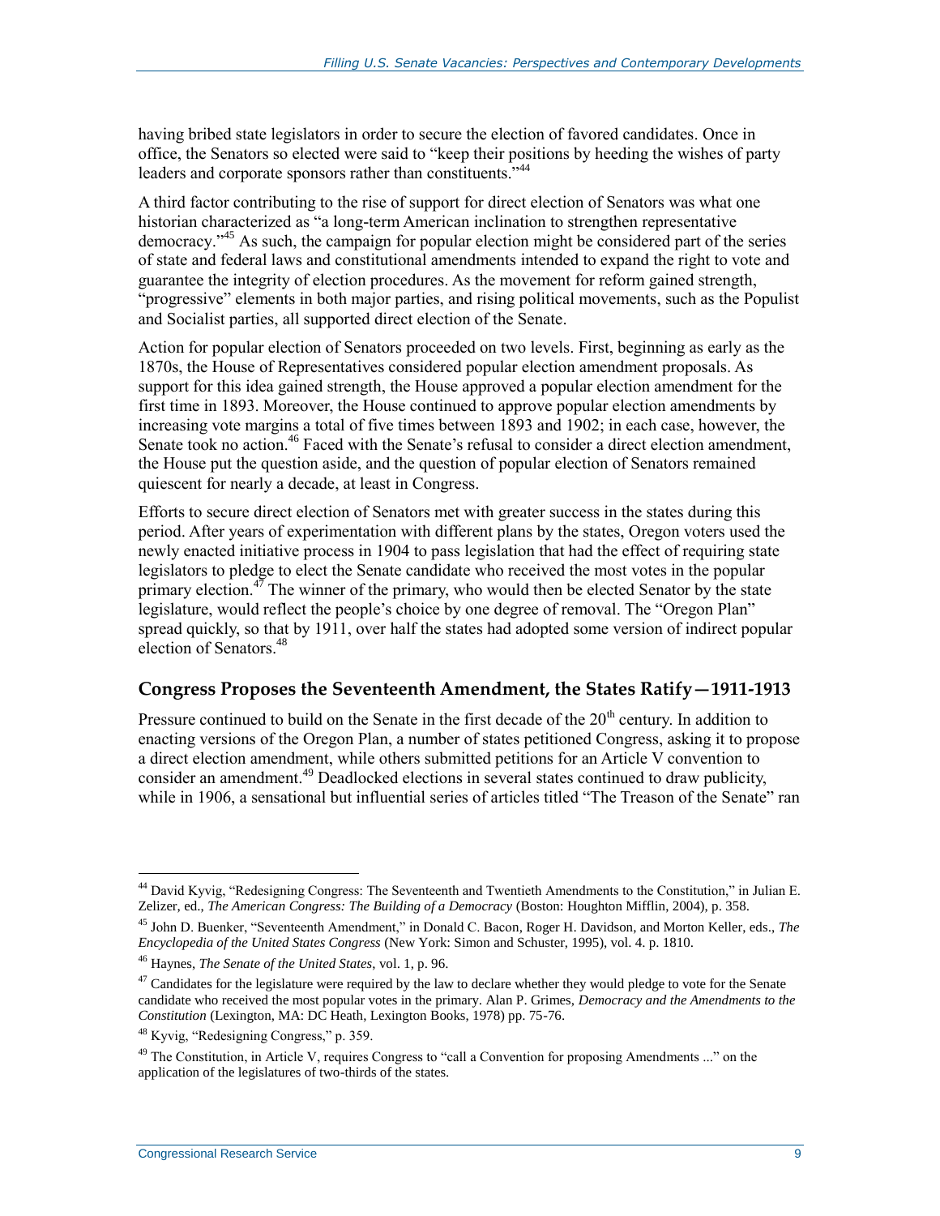having bribed state legislators in order to secure the election of favored candidates. Once in office, the Senators so elected were said to "keep their positions by heeding the wishes of party leaders and corporate sponsors rather than constituents."[44]

A third factor contributing to the rise of support for direct election of Senators was what one historian characterized as "a long-term American inclination to strengthen representative democracy."[45] As such, the campaign for popular election might be considered part of the series of state and federal laws and constitutional amendments intended to expand the right to vote and guarantee the integrity of election procedures. As the movement for reform gained strength, "progressive" elements in both major parties, and rising political movements, such as the Populist and Socialist parties, all supported direct election of the Senate.

Action for popular election of Senators proceeded on two levels. First, beginning as early as the 1870s, the House of Representatives considered popular election amendment proposals. As support for this idea gained strength, the House approved a popular election amendment for the first time in 1893. Moreover, the House continued to approve popular election amendments by increasing vote margins a total of five times between 1893 and 1902; in each case, however, the Senate took no action.[46] Faced with the Senate's refusal to consider a direct election amendment, the House put the question aside, and the question of popular election of Senators remained quiescent for nearly a decade, at least in Congress.

Efforts to secure direct election of Senators met with greater success in the states during this period. After years of experimentation with different plans by the states, Oregon voters used the newly enacted initiative process in 1904 to pass legislation that had the effect of requiring state legislators to pledge to elect the Senate candidate who received the most votes in the popular primary election.[47] The winner of the primary, who would then be elected Senator by the state legislature, would reflect the people's choice by one degree of removal. The "Oregon Plan" spread quickly, so that by 1911, over half the states had adopted some version of indirect popular election of Senators.[48]

### Congress Proposes the Seventeenth Amendment, the States Ratify—1911-1913

Pressure continued to build on the Senate in the first decade of the 20th century. In addition to enacting versions of the Oregon Plan, a number of states petitioned Congress, asking it to propose a direct election amendment, while others submitted petitions for an Article V convention to consider an amendment.[49] Deadlocked elections in several states continued to draw publicity, while in 1906, a sensational but influential series of articles titled "The Treason of the Senate" ran

---

[44] David Kyvig, "Redesigning Congress: The Seventeenth and Twentieth Amendments to the Constitution," in Julian E. Zelizer, ed., *The American Congress: The Building of a Democracy* (Boston: Houghton Mifflin, 2004), p. 358.

[45] John D. Buenker, "Seventeenth Amendment," in Donald C. Bacon, Roger H. Davidson, and Morton Keller, eds., *The Encyclopedia of the United States Congress* (New York: Simon and Schuster, 1995), vol. 4. p. 1810.

[46] Haynes, *The Senate of the United States*, vol. 1, p. 96.

[47] Candidates for the legislature were required by the law to declare whether they would pledge to vote for the Senate candidate who received the most popular votes in the primary. Alan P. Grimes, *Democracy and the Amendments to the Constitution* (Lexington, MA: DC Heath, Lexington Books, 1978) pp. 75-76.

[48] Kyvig, "Redesigning Congress," p. 359.

[49] The Constitution, in Article V, requires Congress to "call a Convention for proposing Amendments ..." on the application of the legislatures of two-thirds of the states.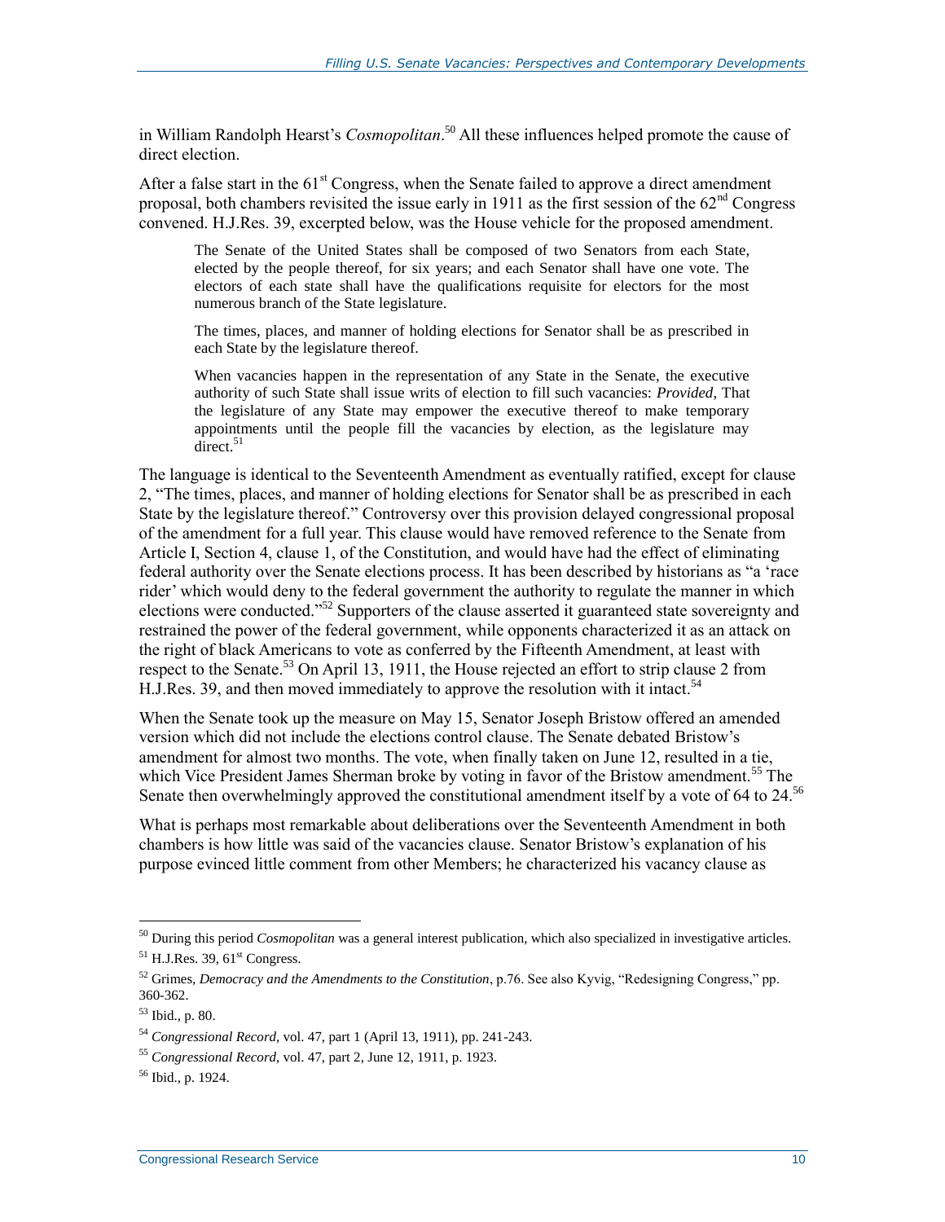in William Randolph Hearst's *Cosmopolitan*.[50] All these influences helped promote the cause of direct election.

After a false start in the 61st Congress, when the Senate failed to approve a direct amendment proposal, both chambers revisited the issue early in 1911 as the first session of the 62nd Congress convened. H.J.Res. 39, excerpted below, was the House vehicle for the proposed amendment.

> The Senate of the United States shall be composed of two Senators from each State, elected by the people thereof, for six years; and each Senator shall have one vote. The electors of each state shall have the qualifications requisite for electors for the most numerous branch of the State legislature.
>
> The times, places, and manner of holding elections for Senator shall be as prescribed in each State by the legislature thereof.
>
> When vacancies happen in the representation of any State in the Senate, the executive authority of such State shall issue writs of election to fill such vacancies: *Provided*, That the legislature of any State may empower the executive thereof to make temporary appointments until the people fill the vacancies by election, as the legislature may direct.[51]

The language is identical to the Seventeenth Amendment as eventually ratified, except for clause 2, "The times, places, and manner of holding elections for Senator shall be as prescribed in each State by the legislature thereof." Controversy over this provision delayed congressional proposal of the amendment for a full year. This clause would have removed reference to the Senate from Article I, Section 4, clause 1, of the Constitution, and would have had the effect of eliminating federal authority over the Senate elections process. It has been described by historians as "a 'race rider' which would deny to the federal government the authority to regulate the manner in which elections were conducted."[52] Supporters of the clause asserted it guaranteed state sovereignty and restrained the power of the federal government, while opponents characterized it as an attack on the right of black Americans to vote as conferred by the Fifteenth Amendment, at least with respect to the Senate.[53] On April 13, 1911, the House rejected an effort to strip clause 2 from H.J.Res. 39, and then moved immediately to approve the resolution with it intact.[54]

When the Senate took up the measure on May 15, Senator Joseph Bristow offered an amended version which did not include the elections control clause. The Senate debated Bristow's amendment for almost two months. The vote, when finally taken on June 12, resulted in a tie, which Vice President James Sherman broke by voting in favor of the Bristow amendment.[55] The Senate then overwhelmingly approved the constitutional amendment itself by a vote of 64 to 24.[56]

What is perhaps most remarkable about deliberations over the Seventeenth Amendment in both chambers is how little was said of the vacancies clause. Senator Bristow's explanation of his purpose evinced little comment from other Members; he characterized his vacancy clause as

---

[50] During this period *Cosmopolitan* was a general interest publication, which also specialized in investigative articles.

[51] H.J.Res. 39, 61st Congress.

[52] Grimes, *Democracy and the Amendments to the Constitution*, p.76. See also Kyvig, "Redesigning Congress," pp. 360-362.

[53] Ibid., p. 80.

[54] *Congressional Record*, vol. 47, part 1 (April 13, 1911), pp. 241-243.

[55] *Congressional Record*, vol. 47, part 2, June 12, 1911, p. 1923.

[56] Ibid., p. 1924.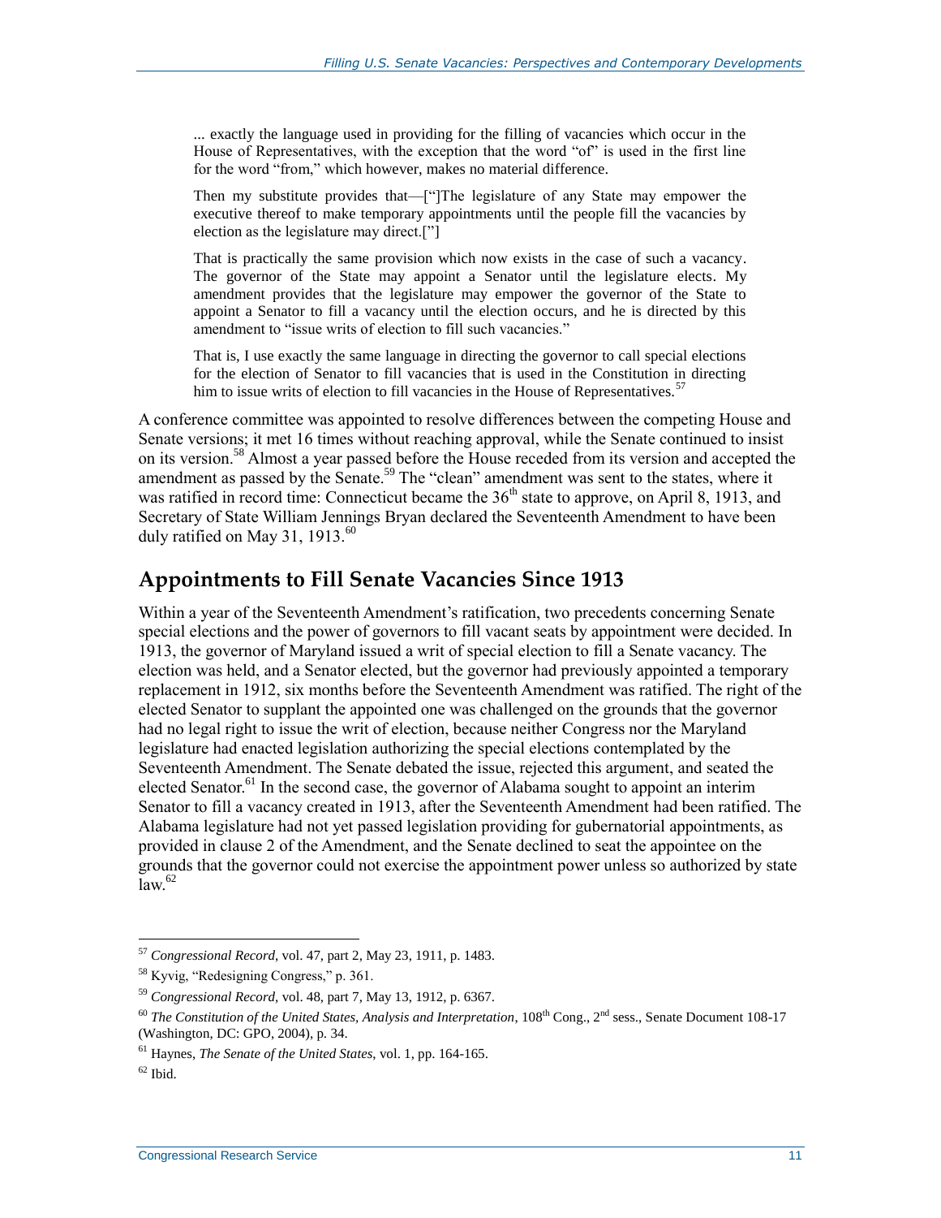> ... exactly the language used in providing for the filling of vacancies which occur in the House of Representatives, with the exception that the word "of" is used in the first line for the word "from," which however, makes no material difference.
>
> Then my substitute provides that—["]The legislature of any State may empower the executive thereof to make temporary appointments until the people fill the vacancies by election as the legislature may direct.["]
>
> That is practically the same provision which now exists in the case of such a vacancy. The governor of the State may appoint a Senator until the legislature elects. My amendment provides that the legislature may empower the governor of the State to appoint a Senator to fill a vacancy until the election occurs, and he is directed by this amendment to "issue writs of election to fill such vacancies."
>
> That is, I use exactly the same language in directing the governor to call special elections for the election of Senator to fill vacancies that is used in the Constitution in directing him to issue writs of election to fill vacancies in the House of Representatives.[57]

A conference committee was appointed to resolve differences between the competing House and Senate versions; it met 16 times without reaching approval, while the Senate continued to insist on its version.[58] Almost a year passed before the House receded from its version and accepted the amendment as passed by the Senate.[59] The "clean" amendment was sent to the states, where it was ratified in record time: Connecticut became the 36th state to approve, on April 8, 1913, and Secretary of State William Jennings Bryan declared the Seventeenth Amendment to have been duly ratified on May 31, 1913.[60]

## Appointments to Fill Senate Vacancies Since 1913

Within a year of the Seventeenth Amendment's ratification, two precedents concerning Senate special elections and the power of governors to fill vacant seats by appointment were decided. In 1913, the governor of Maryland issued a writ of special election to fill a Senate vacancy. The election was held, and a Senator elected, but the governor had previously appointed a temporary replacement in 1912, six months before the Seventeenth Amendment was ratified. The right of the elected Senator to supplant the appointed one was challenged on the grounds that the governor had no legal right to issue the writ of election, because neither Congress nor the Maryland legislature had enacted legislation authorizing the special elections contemplated by the Seventeenth Amendment. The Senate debated the issue, rejected this argument, and seated the elected Senator.[61] In the second case, the governor of Alabama sought to appoint an interim Senator to fill a vacancy created in 1913, after the Seventeenth Amendment had been ratified. The Alabama legislature had not yet passed legislation providing for gubernatorial appointments, as provided in clause 2 of the Amendment, and the Senate declined to seat the appointee on the grounds that the governor could not exercise the appointment power unless so authorized by state law.[62]

---

[57] *Congressional Record*, vol. 47, part 2, May 23, 1911, p. 1483.

[58] Kyvig, "Redesigning Congress," p. 361.

[59] *Congressional Record*, vol. 48, part 7, May 13, 1912, p. 6367.

[60] *The Constitution of the United States, Analysis and Interpretation*, 108th Cong., 2nd sess., Senate Document 108-17 (Washington, DC: GPO, 2004), p. 34.

[61] Haynes, *The Senate of the United States*, vol. 1, pp. 164-165.

[62] Ibid.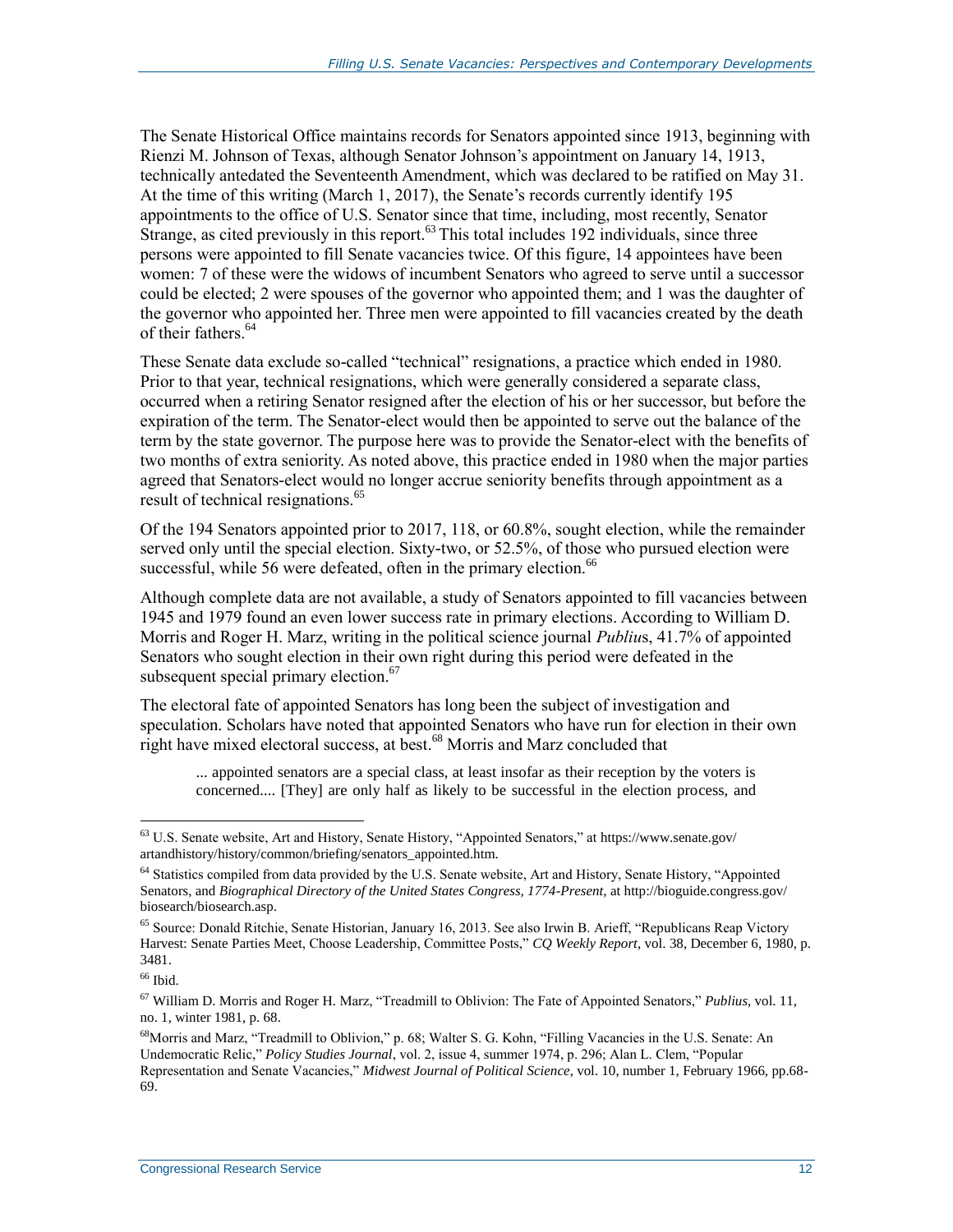The Senate Historical Office maintains records for Senators appointed since 1913, beginning with Rienzi M. Johnson of Texas, although Senator Johnson's appointment on January 14, 1913, technically antedated the Seventeenth Amendment, which was declared to be ratified on May 31. At the time of this writing (March 1, 2017), the Senate's records currently identify 195 appointments to the office of U.S. Senator since that time, including, most recently, Senator Strange, as cited previously in this report.[63] This total includes 192 individuals, since three persons were appointed to fill Senate vacancies twice. Of this figure, 14 appointees have been women: 7 of these were the widows of incumbent Senators who agreed to serve until a successor could be elected; 2 were spouses of the governor who appointed them; and 1 was the daughter of the governor who appointed her. Three men were appointed to fill vacancies created by the death of their fathers.[64]

These Senate data exclude so-called "technical" resignations, a practice which ended in 1980. Prior to that year, technical resignations, which were generally considered a separate class, occurred when a retiring Senator resigned after the election of his or her successor, but before the expiration of the term. The Senator-elect would then be appointed to serve out the balance of the term by the state governor. The purpose here was to provide the Senator-elect with the benefits of two months of extra seniority. As noted above, this practice ended in 1980 when the major parties agreed that Senators-elect would no longer accrue seniority benefits through appointment as a result of technical resignations.[65]

Of the 194 Senators appointed prior to 2017, 118, or 60.8%, sought election, while the remainder served only until the special election. Sixty-two, or 52.5%, of those who pursued election were successful, while 56 were defeated, often in the primary election.[66]

Although complete data are not available, a study of Senators appointed to fill vacancies between 1945 and 1979 found an even lower success rate in primary elections. According to William D. Morris and Roger H. Marz, writing in the political science journal *Publius*, 41.7% of appointed Senators who sought election in their own right during this period were defeated in the subsequent special primary election.[67]

The electoral fate of appointed Senators has long been the subject of investigation and speculation. Scholars have noted that appointed Senators who have run for election in their own right have mixed electoral success, at best.[68] Morris and Marz concluded that

> ... appointed senators are a special class, at least insofar as their reception by the voters is concerned.... [They] are only half as likely to be successful in the election process, and

---

[63] U.S. Senate website, Art and History, Senate History, "Appointed Senators," at https://www.senate.gov/artandhistory/history/common/briefing/senators_appointed.htm.

[64] Statistics compiled from data provided by the U.S. Senate website, Art and History, Senate History, "Appointed Senators, and *Biographical Directory of the United States Congress, 1774-Present*, at http://bioguide.congress.gov/biosearch/biosearch.asp.

[65] Source: Donald Ritchie, Senate Historian, January 16, 2013. See also Irwin B. Arieff, "Republicans Reap Victory Harvest: Senate Parties Meet, Choose Leadership, Committee Posts," *CQ Weekly Report*, vol. 38, December 6, 1980, p. 3481.

[66] Ibid.

[67] William D. Morris and Roger H. Marz, "Treadmill to Oblivion: The Fate of Appointed Senators," *Publius*, vol. 11, no. 1, winter 1981, p. 68.

[68] Morris and Marz, "Treadmill to Oblivion," p. 68; Walter S. G. Kohn, "Filling Vacancies in the U.S. Senate: An Undemocratic Relic," *Policy Studies Journal*, vol. 2, issue 4, summer 1974, p. 296; Alan L. Clem, "Popular Representation and Senate Vacancies," *Midwest Journal of Political Science*, vol. 10, number 1, February 1966, pp.68-69.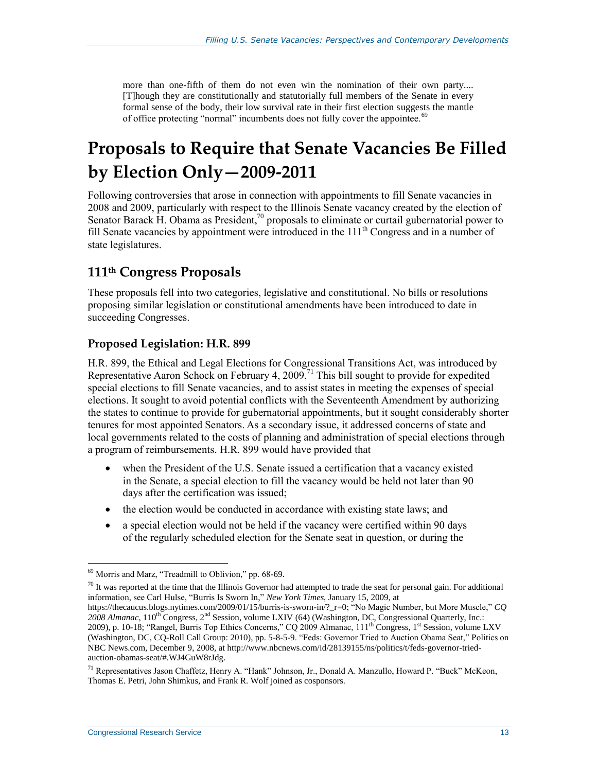more than one-fifth of them do not even win the nomination of their own party.... [T]hough they are constitutionally and statutorily full members of the Senate in every formal sense of the body, their low survival rate in their first election suggests the mantle of office protecting "normal" incumbents does not fully cover the appointee.[69]

# Proposals to Require that Senate Vacancies Be Filled by Election Only—2009-2011

Following controversies that arose in connection with appointments to fill Senate vacancies in 2008 and 2009, particularly with respect to the Illinois Senate vacancy created by the election of Senator Barack H. Obama as President,[70] proposals to eliminate or curtail gubernatorial power to fill Senate vacancies by appointment were introduced in the 111th Congress and in a number of state legislatures.

## 111th Congress Proposals

These proposals fell into two categories, legislative and constitutional. No bills or resolutions proposing similar legislation or constitutional amendments have been introduced to date in succeeding Congresses.

### Proposed Legislation: H.R. 899

H.R. 899, the Ethical and Legal Elections for Congressional Transitions Act, was introduced by Representative Aaron Schock on February 4, 2009.[71] This bill sought to provide for expedited special elections to fill Senate vacancies, and to assist states in meeting the expenses of special elections. It sought to avoid potential conflicts with the Seventeenth Amendment by authorizing the states to continue to provide for gubernatorial appointments, but it sought considerably shorter tenures for most appointed Senators. As a secondary issue, it addressed concerns of state and local governments related to the costs of planning and administration of special elections through a program of reimbursements. H.R. 899 would have provided that

- when the President of the U.S. Senate issued a certification that a vacancy existed in the Senate, a special election to fill the vacancy would be held not later than 90 days after the certification was issued;
- the election would be conducted in accordance with existing state laws; and
- a special election would not be held if the vacancy were certified within 90 days of the regularly scheduled election for the Senate seat in question, or during the

---

[69] Morris and Marz, "Treadmill to Oblivion," pp. 68-69.

[70] It was reported at the time that the Illinois Governor had attempted to trade the seat for personal gain. For additional information, see Carl Hulse, "Burris Is Sworn In," *New York Times*, January 15, 2009, at https://thecaucus.blogs.nytimes.com/2009/01/15/burris-is-sworn-in/?_r=0; "No Magic Number, but More Muscle," *CQ 2008 Almanac*, 110th Congress, 2nd Session, volume LXIV (64) (Washington, DC, Congressional Quarterly, Inc.: 2009), p. 10-18; "Rangel, Burris Top Ethics Concerns," CQ 2009 Almanac, 111th Congress, 1st Session, volume LXV (Washington, DC, CQ-Roll Call Group: 2010), pp. 5-8-5-9. "Feds: Governor Tried to Auction Obama Seat," Politics on NBC News.com, December 9, 2008, at http://www.nbcnews.com/id/28139155/ns/politics/t/feds-governor-tried-auction-obamas-seat/#.WJ4GuW8rJdg.

[71] Representatives Jason Chaffetz, Henry A. "Hank" Johnson, Jr., Donald A. Manzullo, Howard P. "Buck" McKeon, Thomas E. Petri, John Shimkus, and Frank R. Wolf joined as cosponsors.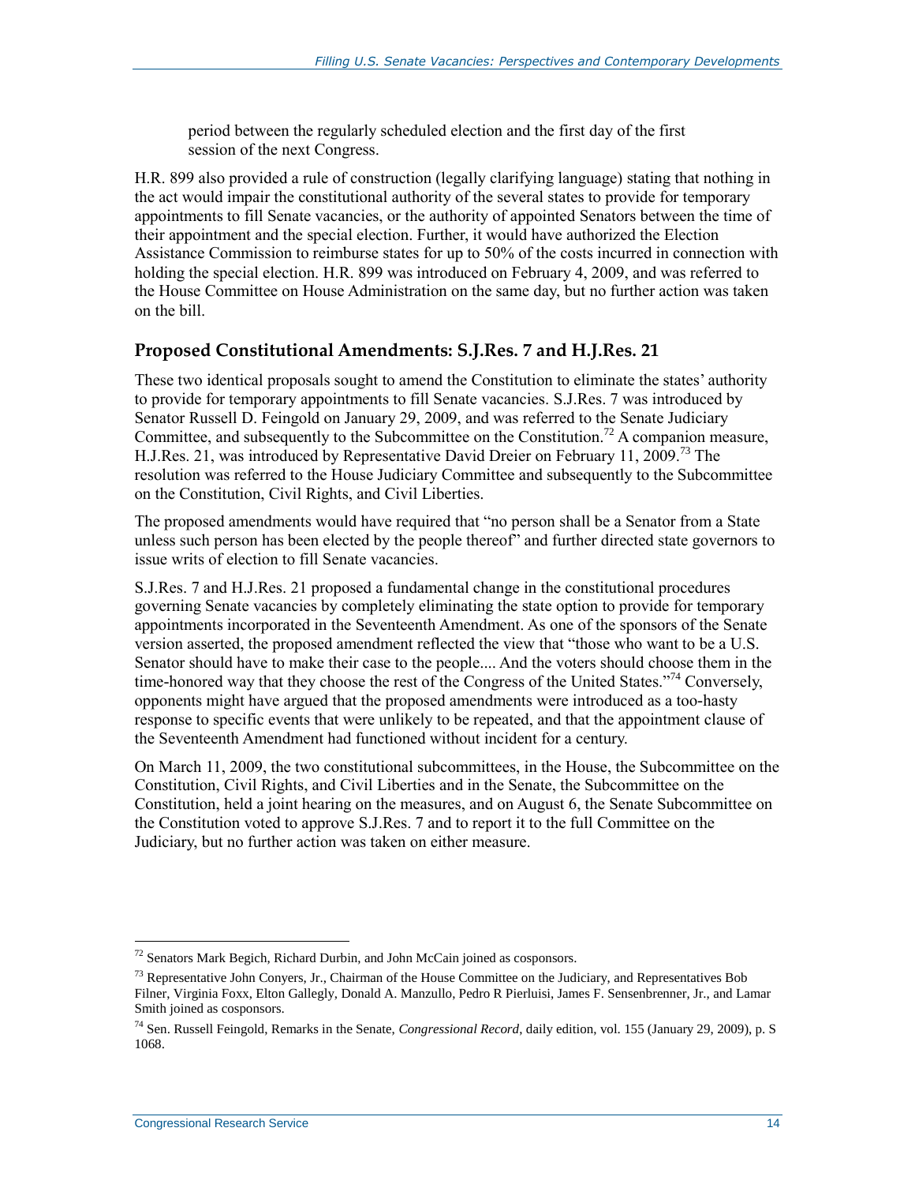period between the regularly scheduled election and the first day of the first session of the next Congress.

H.R. 899 also provided a rule of construction (legally clarifying language) stating that nothing in the act would impair the constitutional authority of the several states to provide for temporary appointments to fill Senate vacancies, or the authority of appointed Senators between the time of their appointment and the special election. Further, it would have authorized the Election Assistance Commission to reimburse states for up to 50% of the costs incurred in connection with holding the special election. H.R. 899 was introduced on February 4, 2009, and was referred to the House Committee on House Administration on the same day, but no further action was taken on the bill.

## Proposed Constitutional Amendments: S.J.Res. 7 and H.J.Res. 21

These two identical proposals sought to amend the Constitution to eliminate the states' authority to provide for temporary appointments to fill Senate vacancies. S.J.Res. 7 was introduced by Senator Russell D. Feingold on January 29, 2009, and was referred to the Senate Judiciary Committee, and subsequently to the Subcommittee on the Constitution.[72] A companion measure, H.J.Res. 21, was introduced by Representative David Dreier on February 11, 2009.[73] The resolution was referred to the House Judiciary Committee and subsequently to the Subcommittee on the Constitution, Civil Rights, and Civil Liberties.

The proposed amendments would have required that "no person shall be a Senator from a State unless such person has been elected by the people thereof" and further directed state governors to issue writs of election to fill Senate vacancies.

S.J.Res. 7 and H.J.Res. 21 proposed a fundamental change in the constitutional procedures governing Senate vacancies by completely eliminating the state option to provide for temporary appointments incorporated in the Seventeenth Amendment. As one of the sponsors of the Senate version asserted, the proposed amendment reflected the view that "those who want to be a U.S. Senator should have to make their case to the people.... And the voters should choose them in the time-honored way that they choose the rest of the Congress of the United States."[74] Conversely, opponents might have argued that the proposed amendments were introduced as a too-hasty response to specific events that were unlikely to be repeated, and that the appointment clause of the Seventeenth Amendment had functioned without incident for a century.

On March 11, 2009, the two constitutional subcommittees, in the House, the Subcommittee on the Constitution, Civil Rights, and Civil Liberties and in the Senate, the Subcommittee on the Constitution, held a joint hearing on the measures, and on August 6, the Senate Subcommittee on the Constitution voted to approve S.J.Res. 7 and to report it to the full Committee on the Judiciary, but no further action was taken on either measure.

---

[72] Senators Mark Begich, Richard Durbin, and John McCain joined as cosponsors.

[73] Representative John Conyers, Jr., Chairman of the House Committee on the Judiciary, and Representatives Bob Filner, Virginia Foxx, Elton Gallegly, Donald A. Manzullo, Pedro R Pierluisi, James F. Sensenbrenner, Jr., and Lamar Smith joined as cosponsors.

[74] Sen. Russell Feingold, Remarks in the Senate, *Congressional Record*, daily edition, vol. 155 (January 29, 2009), p. S 1068.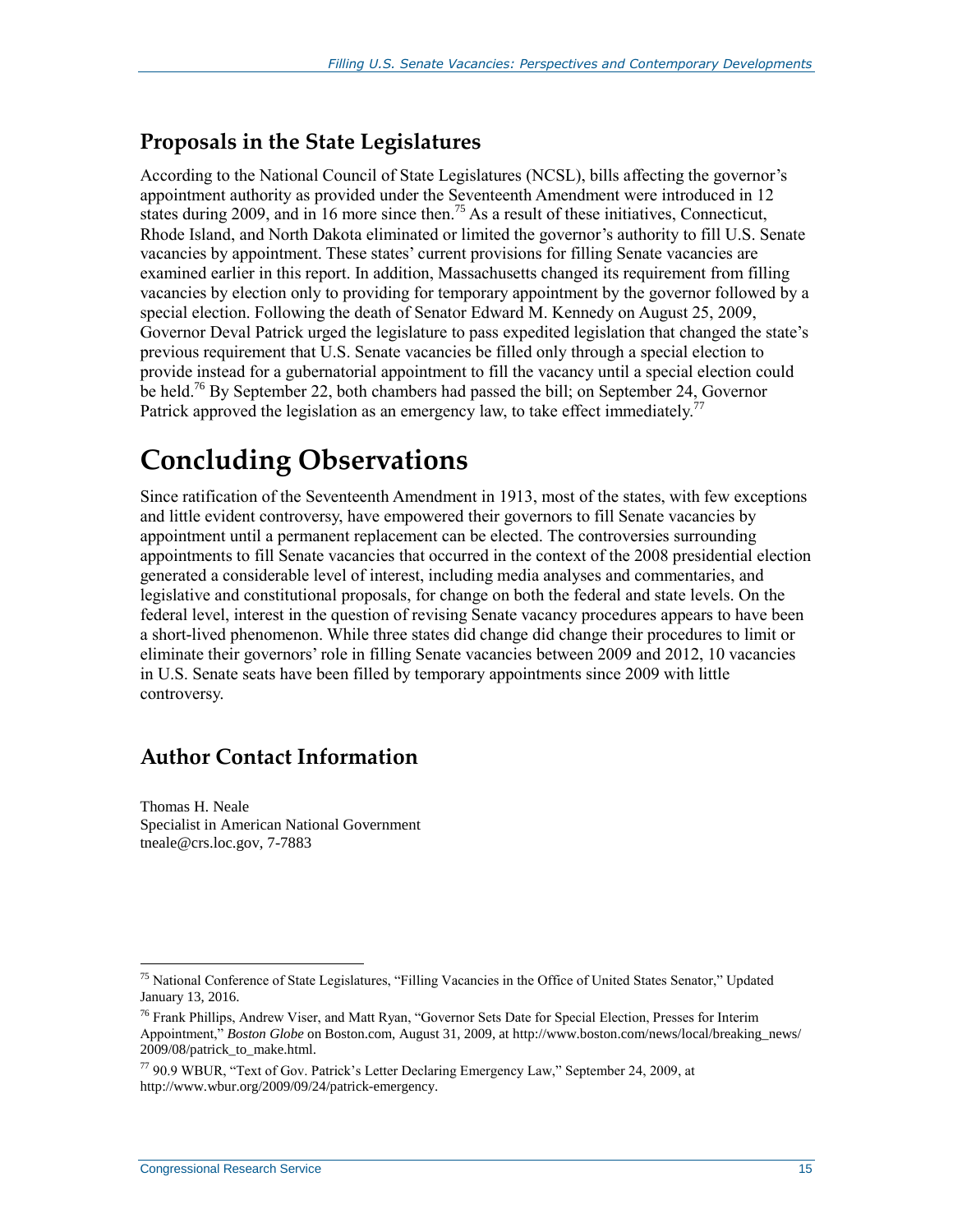## Proposals in the State Legislatures

According to the National Council of State Legislatures (NCSL), bills affecting the governor's appointment authority as provided under the Seventeenth Amendment were introduced in 12 states during 2009, and in 16 more since then.[75] As a result of these initiatives, Connecticut, Rhode Island, and North Dakota eliminated or limited the governor's authority to fill U.S. Senate vacancies by appointment. These states' current provisions for filling Senate vacancies are examined earlier in this report. In addition, Massachusetts changed its requirement from filling vacancies by election only to providing for temporary appointment by the governor followed by a special election. Following the death of Senator Edward M. Kennedy on August 25, 2009, Governor Deval Patrick urged the legislature to pass expedited legislation that changed the state's previous requirement that U.S. Senate vacancies be filled only through a special election to provide instead for a gubernatorial appointment to fill the vacancy until a special election could be held.[76] By September 22, both chambers had passed the bill; on September 24, Governor Patrick approved the legislation as an emergency law, to take effect immediately.[77]

# Concluding Observations

Since ratification of the Seventeenth Amendment in 1913, most of the states, with few exceptions and little evident controversy, have empowered their governors to fill Senate vacancies by appointment until a permanent replacement can be elected. The controversies surrounding appointments to fill Senate vacancies that occurred in the context of the 2008 presidential election generated a considerable level of interest, including media analyses and commentaries, and legislative and constitutional proposals, for change on both the federal and state levels. On the federal level, interest in the question of revising Senate vacancy procedures appears to have been a short-lived phenomenon. While three states did change did change their procedures to limit or eliminate their governors' role in filling Senate vacancies between 2009 and 2012, 10 vacancies in U.S. Senate seats have been filled by temporary appointments since 2009 with little controversy.

## Author Contact Information

Thomas H. Neale
Specialist in American National Government
tneale@crs.loc.gov, 7-7883

---

[75] National Conference of State Legislatures, "Filling Vacancies in the Office of United States Senator," Updated January 13, 2016.

[76] Frank Phillips, Andrew Viser, and Matt Ryan, "Governor Sets Date for Special Election, Presses for Interim Appointment," *Boston Globe* on Boston.com, August 31, 2009, at http://www.boston.com/news/local/breaking_news/2009/08/patrick_to_make.html.

[77] 90.9 WBUR, "Text of Gov. Patrick's Letter Declaring Emergency Law," September 24, 2009, at http://www.wbur.org/2009/09/24/patrick-emergency.